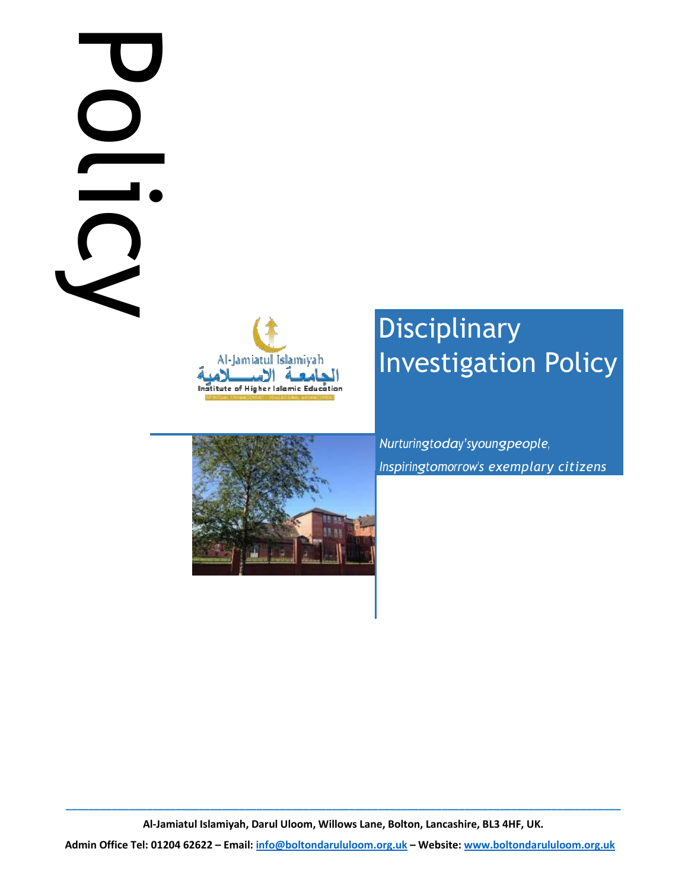Policy

Al-Jamiatul Islamiyah

الجامعة الاسلامية

Institute of Higher Islamic Education

# Disciplinary Investigation Policy

*Nurturing today's young people,*
*Inspiring tomorrow's exemplary citizens*

---

**Al-Jamiatul Islamiyah, Darul Uloom, Willows Lane, Bolton, Lancashire, BL3 4HF, UK.**

**Admin Office Tel: 01204 62622 – Email: info@boltondarululoom.org.uk – Website: www.boltondarululoom.org.uk**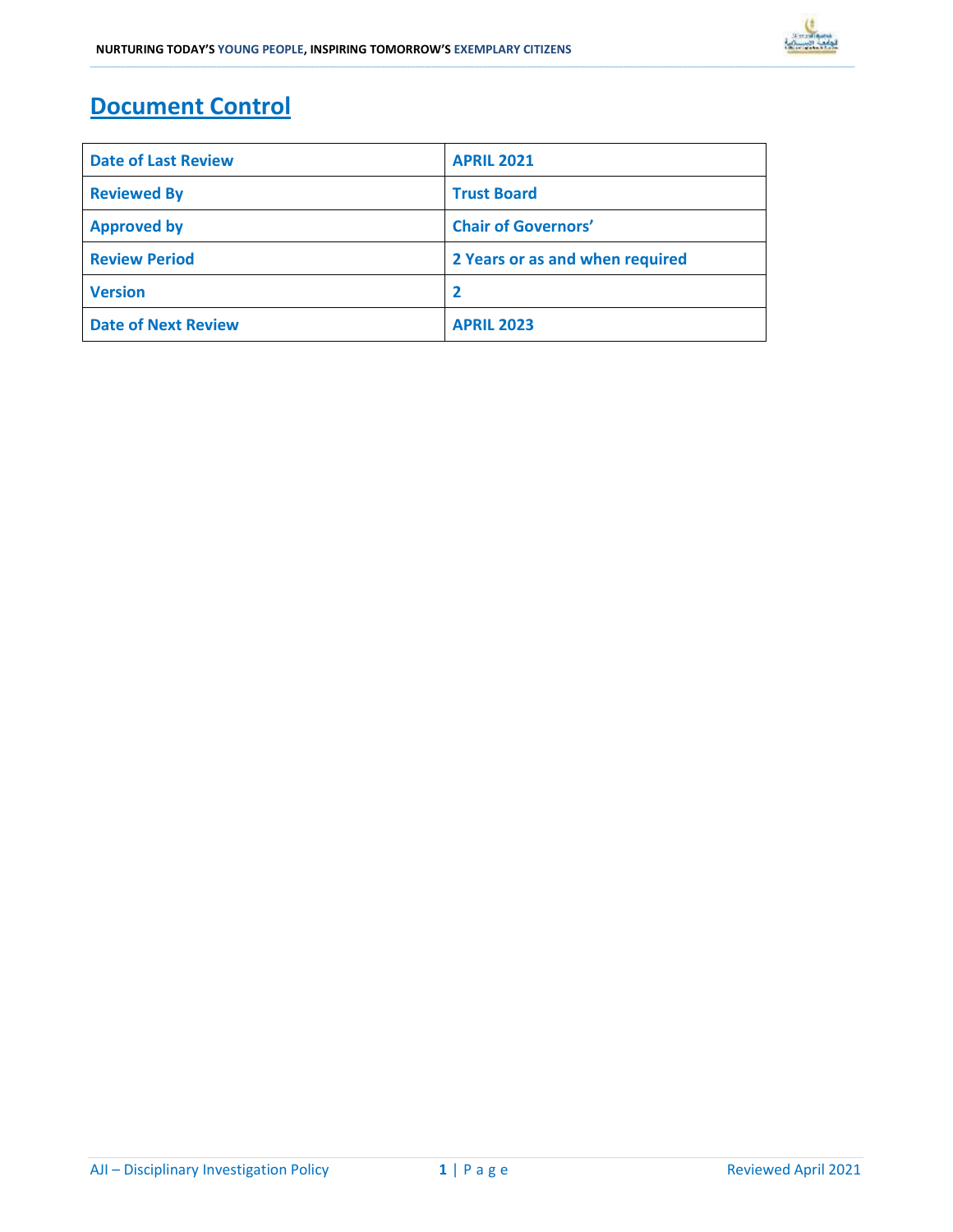# Document Control

| Date of Last Review | APRIL 2021 |
|---|---|
| Reviewed By | Trust Board |
| Approved by | Chair of Governors’ |
| Review Period | 2 Years or as and when required |
| Version | 2 |
| Date of Next Review | APRIL 2023 |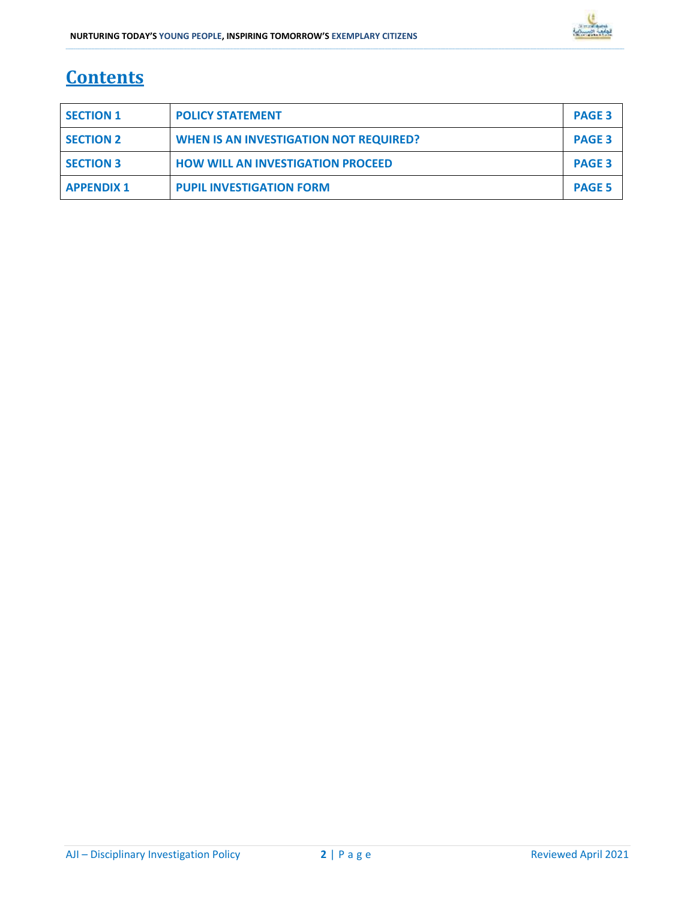# Contents

| SECTION 1 | POLICY STATEMENT | PAGE 3 |
|---|---|---|
| SECTION 2 | WHEN IS AN INVESTIGATION NOT REQUIRED? | PAGE 3 |
| SECTION 3 | HOW WILL AN INVESTIGATION PROCEED | PAGE 3 |
| APPENDIX 1 | PUPIL INVESTIGATION FORM | PAGE 5 |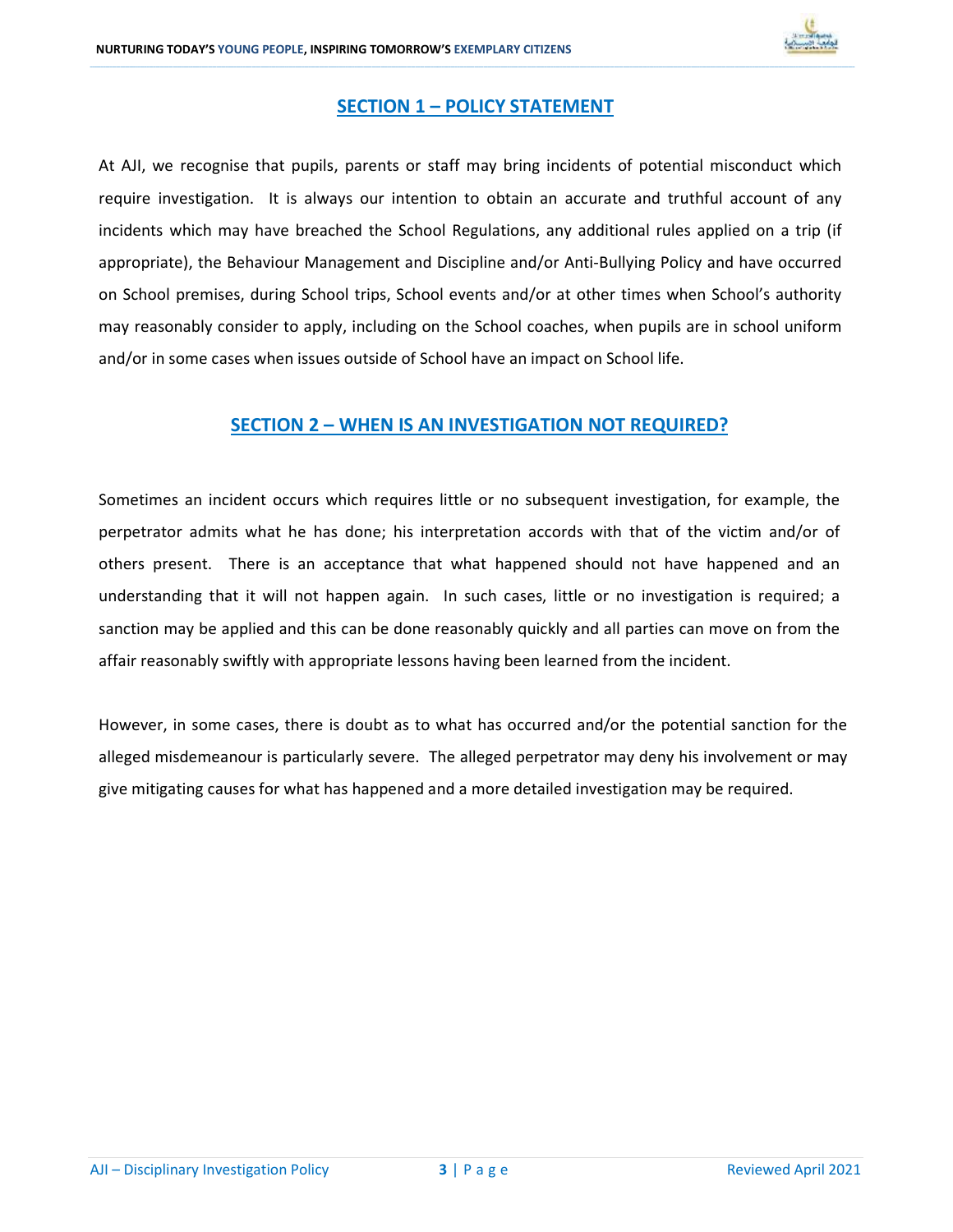## SECTION 1 – POLICY STATEMENT

At AJI, we recognise that pupils, parents or staff may bring incidents of potential misconduct which require investigation. It is always our intention to obtain an accurate and truthful account of any incidents which may have breached the School Regulations, any additional rules applied on a trip (if appropriate), the Behaviour Management and Discipline and/or Anti-Bullying Policy and have occurred on School premises, during School trips, School events and/or at other times when School's authority may reasonably consider to apply, including on the School coaches, when pupils are in school uniform and/or in some cases when issues outside of School have an impact on School life.

## SECTION 2 – WHEN IS AN INVESTIGATION NOT REQUIRED?

Sometimes an incident occurs which requires little or no subsequent investigation, for example, the perpetrator admits what he has done; his interpretation accords with that of the victim and/or of others present. There is an acceptance that what happened should not have happened and an understanding that it will not happen again. In such cases, little or no investigation is required; a sanction may be applied and this can be done reasonably quickly and all parties can move on from the affair reasonably swiftly with appropriate lessons having been learned from the incident.

However, in some cases, there is doubt as to what has occurred and/or the potential sanction for the alleged misdemeanour is particularly severe. The alleged perpetrator may deny his involvement or may give mitigating causes for what has happened and a more detailed investigation may be required.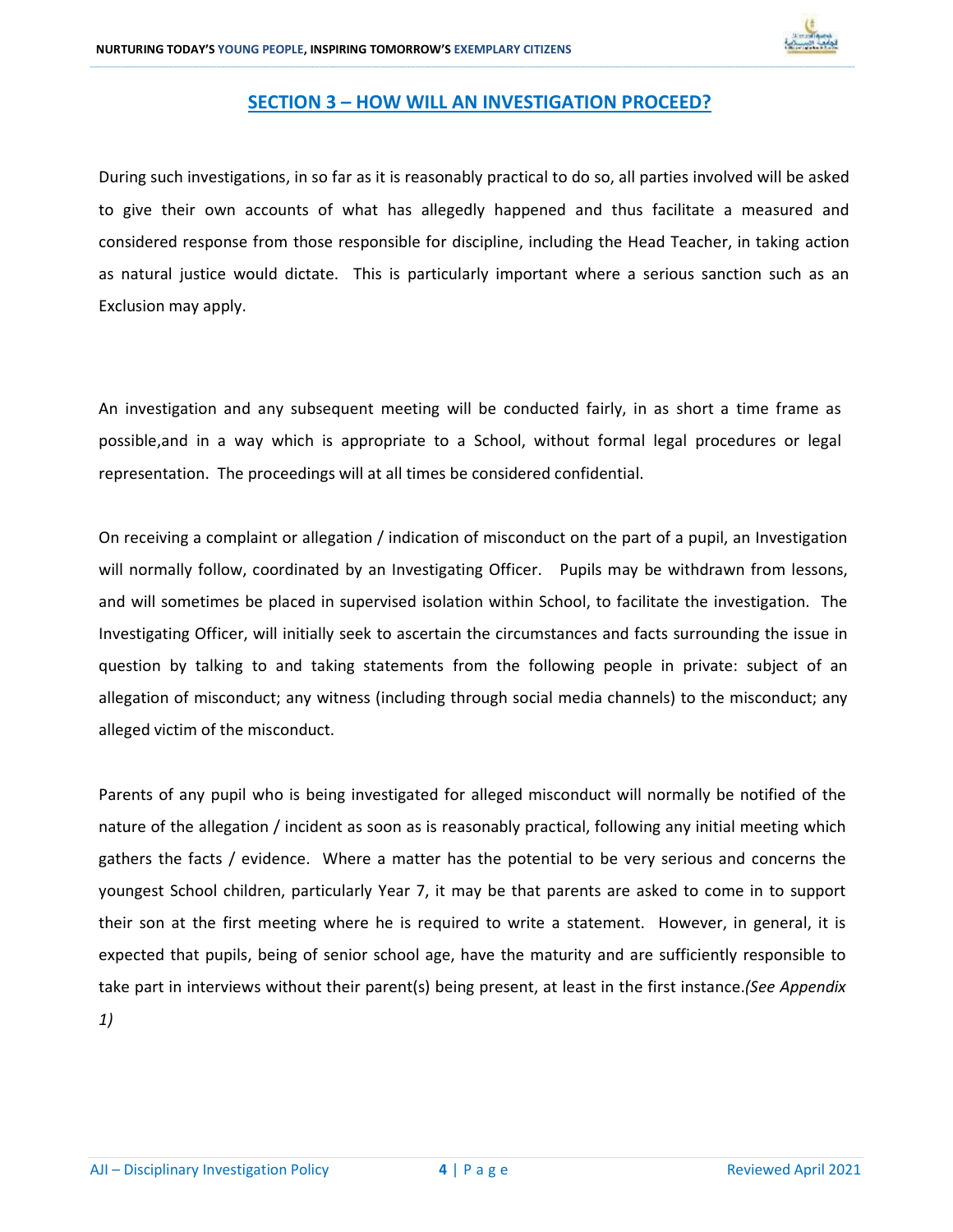## SECTION 3 – HOW WILL AN INVESTIGATION PROCEED?

During such investigations, in so far as it is reasonably practical to do so, all parties involved will be asked to give their own accounts of what has allegedly happened and thus facilitate a measured and considered response from those responsible for discipline, including the Head Teacher, in taking action as natural justice would dictate. This is particularly important where a serious sanction such as an Exclusion may apply.

An investigation and any subsequent meeting will be conducted fairly, in as short a time frame as possible,and in a way which is appropriate to a School, without formal legal procedures or legal representation. The proceedings will at all times be considered confidential.

On receiving a complaint or allegation / indication of misconduct on the part of a pupil, an Investigation will normally follow, coordinated by an Investigating Officer. Pupils may be withdrawn from lessons, and will sometimes be placed in supervised isolation within School, to facilitate the investigation. The Investigating Officer, will initially seek to ascertain the circumstances and facts surrounding the issue in question by talking to and taking statements from the following people in private: subject of an allegation of misconduct; any witness (including through social media channels) to the misconduct; any alleged victim of the misconduct.

Parents of any pupil who is being investigated for alleged misconduct will normally be notified of the nature of the allegation / incident as soon as is reasonably practical, following any initial meeting which gathers the facts / evidence. Where a matter has the potential to be very serious and concerns the youngest School children, particularly Year 7, it may be that parents are asked to come in to support their son at the first meeting where he is required to write a statement. However, in general, it is expected that pupils, being of senior school age, have the maturity and are sufficiently responsible to take part in interviews without their parent(s) being present, at least in the first instance.*(See Appendix 1)*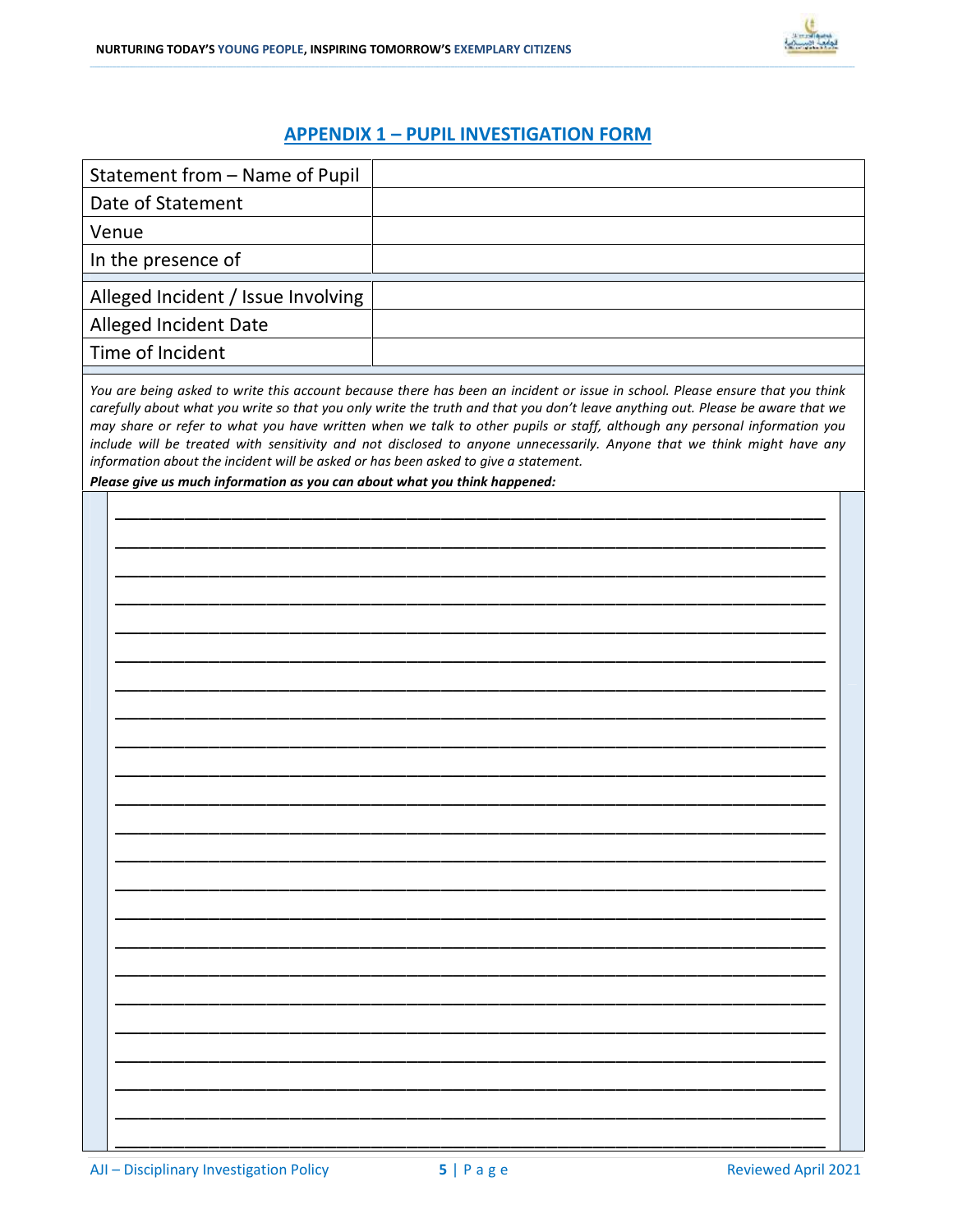## APPENDIX 1 – PUPIL INVESTIGATION FORM

| Statement from – Name of Pupil | |
|---|---|
| Date of Statement | |
| Venue | |
| In the presence of | |

| Alleged Incident / Issue Involving | |
|---|---|
| Alleged Incident Date | |
| Time of Incident | |

*You are being asked to write this account because there has been an incident or issue in school. Please ensure that you think carefully about what you write so that you only write the truth and that you don't leave anything out. Please be aware that we may share or refer to what you have written when we talk to other pupils or staff, although any personal information you include will be treated with sensitivity and not disclosed to anyone unnecessarily. Anyone that we think might have any information about the incident will be asked or has been asked to give a statement.*

***Please give us much information as you can about what you think happened:***

______________________________________________________________________________

______________________________________________________________________________

______________________________________________________________________________

______________________________________________________________________________

______________________________________________________________________________

______________________________________________________________________________

______________________________________________________________________________

______________________________________________________________________________

______________________________________________________________________________

______________________________________________________________________________

______________________________________________________________________________

______________________________________________________________________________

______________________________________________________________________________

______________________________________________________________________________

______________________________________________________________________________

______________________________________________________________________________

______________________________________________________________________________

______________________________________________________________________________

______________________________________________________________________________

______________________________________________________________________________

______________________________________________________________________________

______________________________________________________________________________

______________________________________________________________________________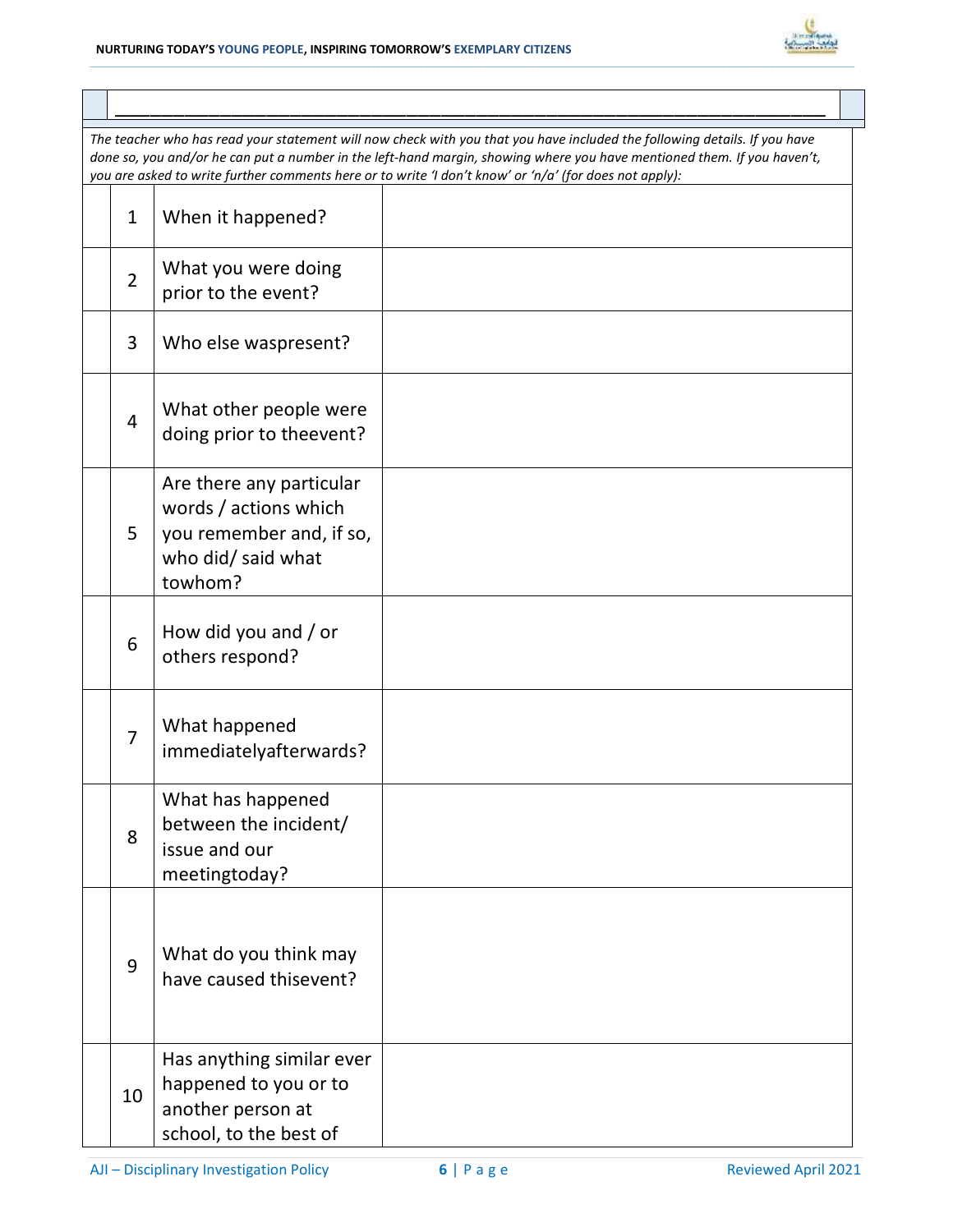| | _______________________________________________________________ | |
|---|---|---|

*The teacher who has read your statement will now check with you that you have included the following details. If you have done so, you and/or he can put a number in the left-hand margin, showing where you have mentioned them. If you haven't, you are asked to write further comments here or to write 'I don't know' or 'n/a' (for does not apply):*

| | | | |
|---|---|---|---|
| | 1 | When it happened? | |
| | 2 | What you were doing prior to the event? | |
| | 3 | Who else waspresent? | |
| | 4 | What other people were doing prior to theevent? | |
| | 5 | Are there any particular words / actions which you remember and, if so, who did/ said what towhom? | |
| | 6 | How did you and / or others respond? | |
| | 7 | What happened immediatelyafterwards? | |
| | 8 | What has happened between the incident/ issue and our meetingtoday? | |
| | 9 | What do you think may have caused thisevent? | |
| | 10 | Has anything similar ever happened to you or to another person at school, to the best of | |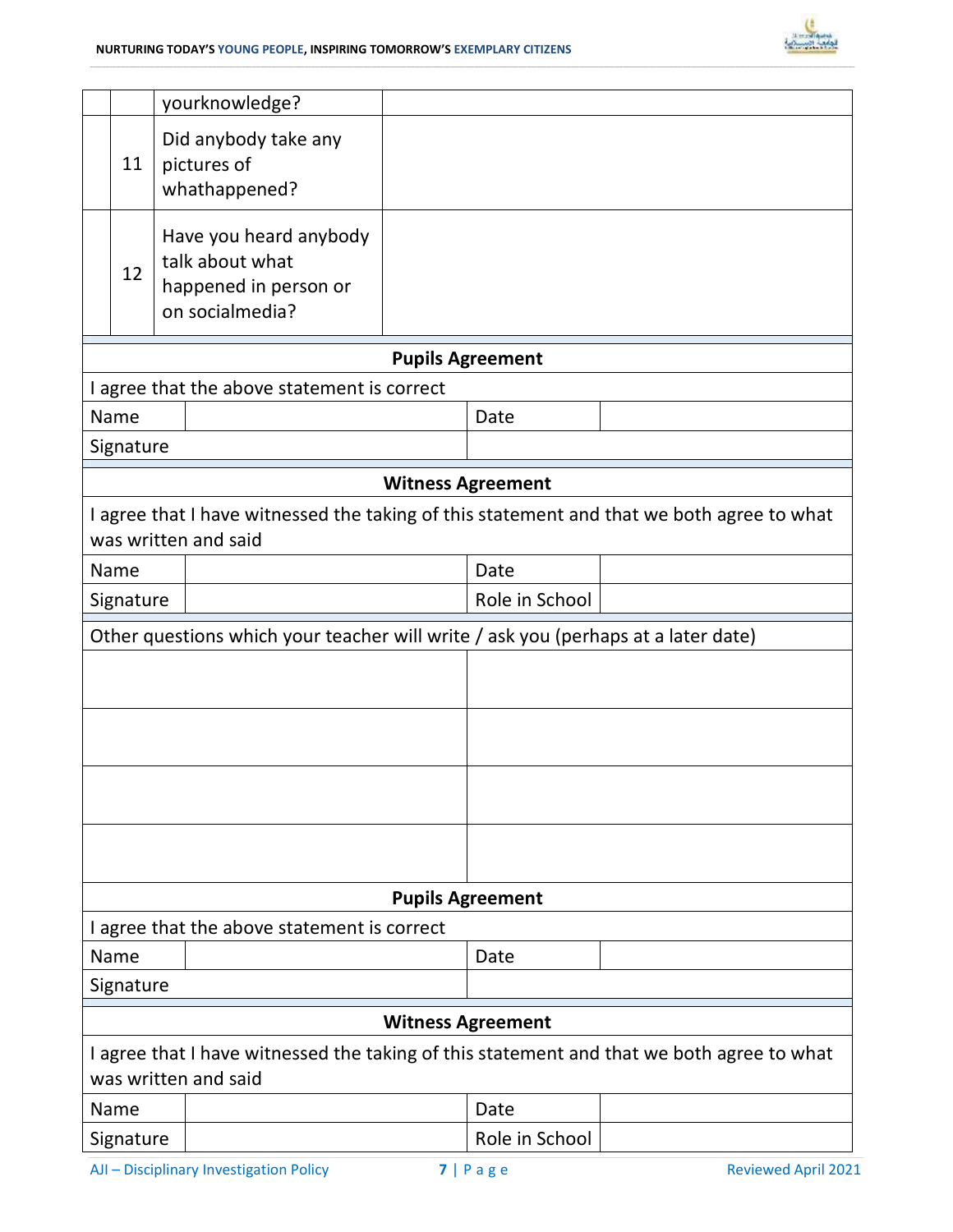| | | yourknowledge? | |
|---|---|---|---|
| | 11 | Did anybody take any pictures of whathappened? | |
| | 12 | Have you heard anybody talk about what happened in person or on socialmedia? | |

| **Pupils Agreement** | | | |
|---|---|---|---|
| I agree that the above statement is correct | | | |
| Name | | Date | |
| Signature | | | |

| **Witness Agreement** | | | |
|---|---|---|---|
| I agree that I have witnessed the taking of this statement and that we both agree to what was written and said | | | |
| Name | | Date | |
| Signature | | Role in School | |

| Other questions which your teacher will write / ask you (perhaps at a later date) | |
|---|---|
| | |
| | |
| | |
| | |

| **Pupils Agreement** | | | |
|---|---|---|---|
| I agree that the above statement is correct | | | |
| Name | | Date | |
| Signature | | | |

| **Witness Agreement** | | | |
|---|---|---|---|
| I agree that I have witnessed the taking of this statement and that we both agree to what was written and said | | | |
| Name | | Date | |
| Signature | | Role in School | |